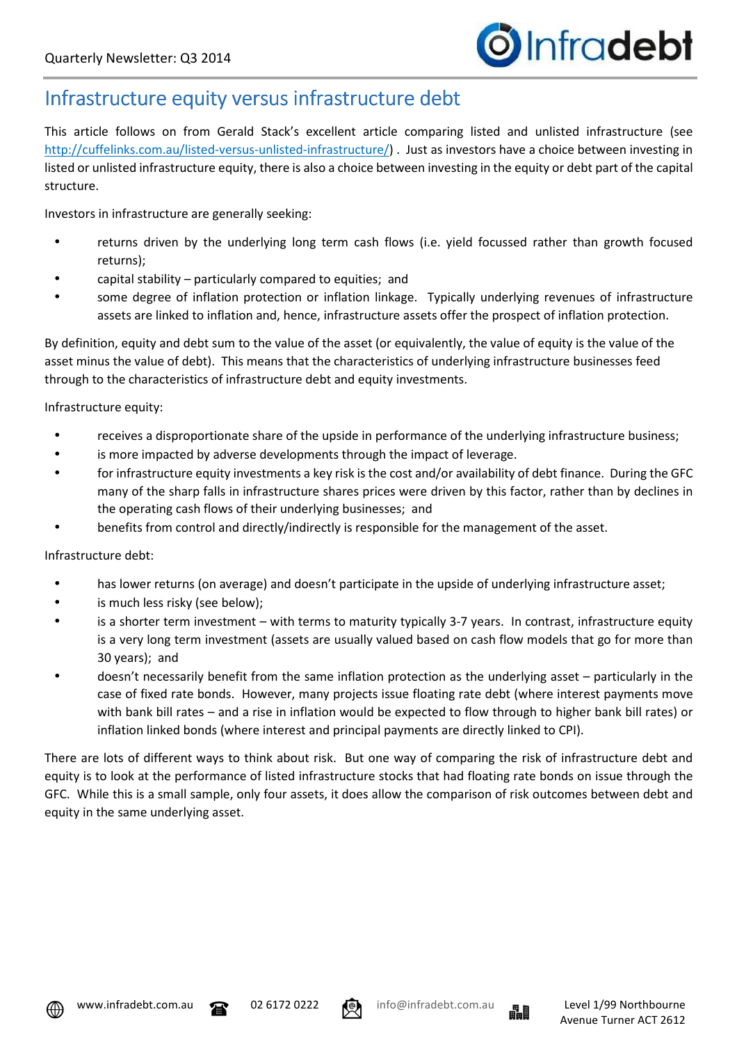# Infrastructure equity versus infrastructure debt

This article follows on from Gerald Stack's excellent article comparing listed and unlisted infrastructure (see http://cuffelinks.com.au/listed-versus-unlisted-infrastructure/) . Just as investors have a choice between investing in listed or unlisted infrastructure equity, there is also a choice between investing in the equity or debt part of the capital structure.

Investors in infrastructure are generally seeking:

- returns driven by the underlying long term cash flows (i.e. yield focussed rather than growth focused returns);
- capital stability – particularly compared to equities; and
- some degree of inflation protection or inflation linkage. Typically underlying revenues of infrastructure assets are linked to inflation and, hence, infrastructure assets offer the prospect of inflation protection.

By definition, equity and debt sum to the value of the asset (or equivalently, the value of equity is the value of the asset minus the value of debt). This means that the characteristics of underlying infrastructure businesses feed through to the characteristics of infrastructure debt and equity investments.

Infrastructure equity:

- receives a disproportionate share of the upside in performance of the underlying infrastructure business;
- is more impacted by adverse developments through the impact of leverage.
- for infrastructure equity investments a key risk is the cost and/or availability of debt finance. During the GFC many of the sharp falls in infrastructure shares prices were driven by this factor, rather than by declines in the operating cash flows of their underlying businesses; and
- benefits from control and directly/indirectly is responsible for the management of the asset.

Infrastructure debt:

- has lower returns (on average) and doesn't participate in the upside of underlying infrastructure asset;
- is much less risky (see below);
- is a shorter term investment – with terms to maturity typically 3-7 years. In contrast, infrastructure equity is a very long term investment (assets are usually valued based on cash flow models that go for more than 30 years); and
- doesn't necessarily benefit from the same inflation protection as the underlying asset – particularly in the case of fixed rate bonds. However, many projects issue floating rate debt (where interest payments move with bank bill rates – and a rise in inflation would be expected to flow through to higher bank bill rates) or inflation linked bonds (where interest and principal payments are directly linked to CPI).

There are lots of different ways to think about risk. But one way of comparing the risk of infrastructure debt and equity is to look at the performance of listed infrastructure stocks that had floating rate bonds on issue through the GFC. While this is a small sample, only four assets, it does allow the comparison of risk outcomes between debt and equity in the same underlying asset.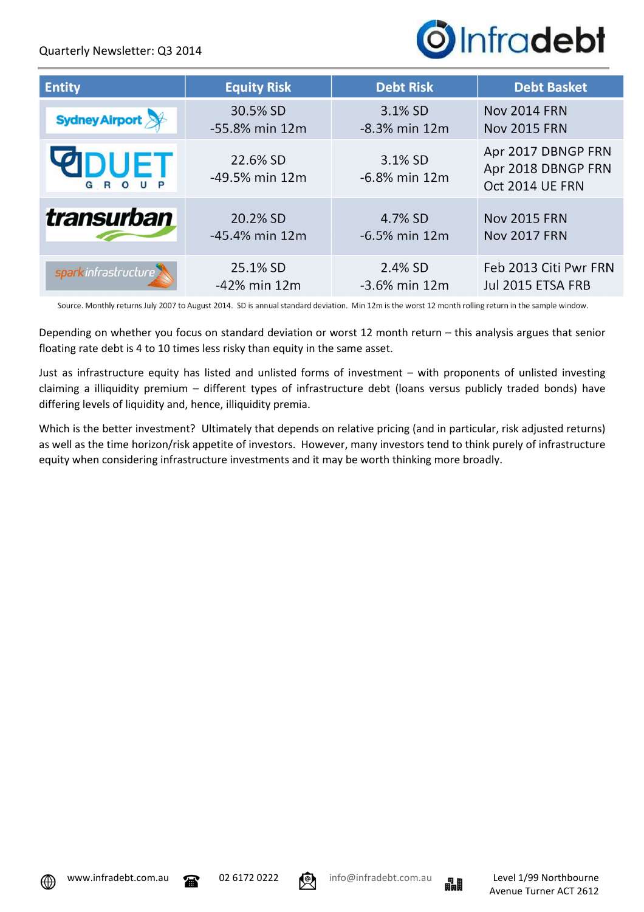| Entity | Equity Risk | Debt Risk | Debt Basket |
|---|---|---|---|
| Sydney Airport | 30.5% SD<br>-55.8% min 12m | 3.1% SD<br>-8.3% min 12m | Nov 2014 FRN<br>Nov 2015 FRN |
| DUET Group | 22.6% SD<br>-49.5% min 12m | 3.1% SD<br>-6.8% min 12m | Apr 2017 DBNGP FRN<br>Apr 2018 DBNGP FRN<br>Oct 2014 UE FRN |
| transurban | 20.2% SD<br>-45.4% min 12m | 4.7% SD<br>-6.5% min 12m | Nov 2015 FRN<br>Nov 2017 FRN |
| spark infrastructure | 25.1% SD<br>-42% min 12m | 2.4% SD<br>-3.6% min 12m | Feb 2013 Citi Pwr FRN<br>Jul 2015 ETSA FRB |

Source. Monthly returns July 2007 to August 2014. SD is annual standard deviation. Min 12m is the worst 12 month rolling return in the sample window.

Depending on whether you focus on standard deviation or worst 12 month return – this analysis argues that senior floating rate debt is 4 to 10 times less risky than equity in the same asset.

Just as infrastructure equity has listed and unlisted forms of investment – with proponents of unlisted investing claiming a illiquidity premium – different types of infrastructure debt (loans versus publicly traded bonds) have differing levels of liquidity and, hence, illiquidity premia.

Which is the better investment? Ultimately that depends on relative pricing (and in particular, risk adjusted returns) as well as the time horizon/risk appetite of investors. However, many investors tend to think purely of infrastructure equity when considering infrastructure investments and it may be worth thinking more broadly.